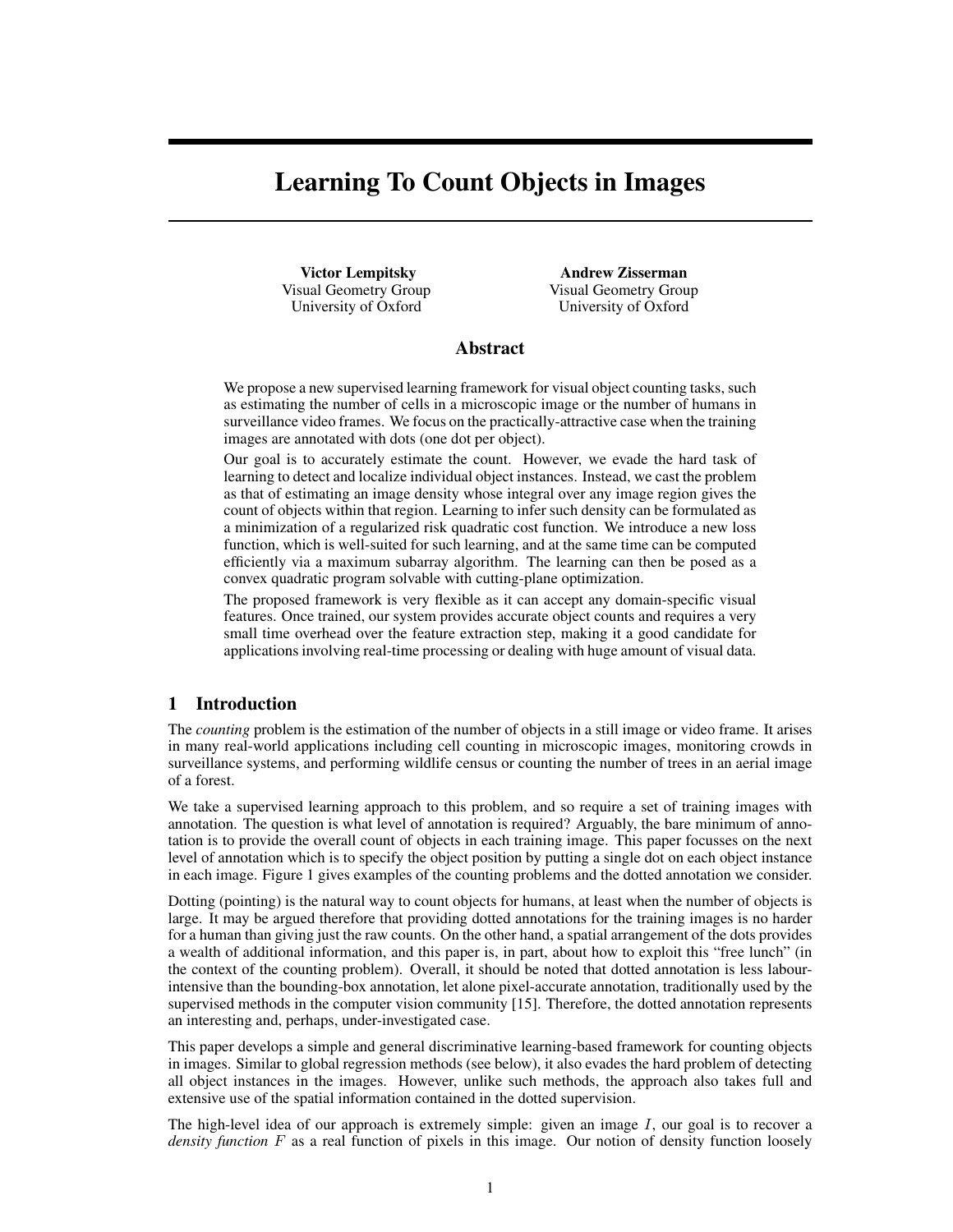# Learning To Count Objects in Images

**Victor Lempitsky**
Visual Geometry Group
University of Oxford

**Andrew Zisserman**
Visual Geometry Group
University of Oxford

## Abstract

We propose a new supervised learning framework for visual object counting tasks, such as estimating the number of cells in a microscopic image or the number of humans in surveillance video frames. We focus on the practically-attractive case when the training images are annotated with dots (one dot per object).

Our goal is to accurately estimate the count. However, we evade the hard task of learning to detect and localize individual object instances. Instead, we cast the problem as that of estimating an image density whose integral over any image region gives the count of objects within that region. Learning to infer such density can be formulated as a minimization of a regularized risk quadratic cost function. We introduce a new loss function, which is well-suited for such learning, and at the same time can be computed efficiently via a maximum subarray algorithm. The learning can then be posed as a convex quadratic program solvable with cutting-plane optimization.

The proposed framework is very flexible as it can accept any domain-specific visual features. Once trained, our system provides accurate object counts and requires a very small time overhead over the feature extraction step, making it a good candidate for applications involving real-time processing or dealing with huge amount of visual data.

## 1 Introduction

The *counting* problem is the estimation of the number of objects in a still image or video frame. It arises in many real-world applications including cell counting in microscopic images, monitoring crowds in surveillance systems, and performing wildlife census or counting the number of trees in an aerial image of a forest.

We take a supervised learning approach to this problem, and so require a set of training images with annotation. The question is what level of annotation is required? Arguably, the bare minimum of annotation is to provide the overall count of objects in each training image. This paper focusses on the next level of annotation which is to specify the object position by putting a single dot on each object instance in each image. Figure 1 gives examples of the counting problems and the dotted annotation we consider.

Dotting (pointing) is the natural way to count objects for humans, at least when the number of objects is large. It may be argued therefore that providing dotted annotations for the training images is no harder for a human than giving just the raw counts. On the other hand, a spatial arrangement of the dots provides a wealth of additional information, and this paper is, in part, about how to exploit this "free lunch" (in the context of the counting problem). Overall, it should be noted that dotted annotation is less labour-intensive than the bounding-box annotation, let alone pixel-accurate annotation, traditionally used by the supervised methods in the computer vision community [15]. Therefore, the dotted annotation represents an interesting and, perhaps, under-investigated case.

This paper develops a simple and general discriminative learning-based framework for counting objects in images. Similar to global regression methods (see below), it also evades the hard problem of detecting all object instances in the images. However, unlike such methods, the approach also takes full and extensive use of the spatial information contained in the dotted supervision.

The high-level idea of our approach is extremely simple: given an image $I$, our goal is to recover a *density function* $F$ as a real function of pixels in this image. Our notion of density function loosely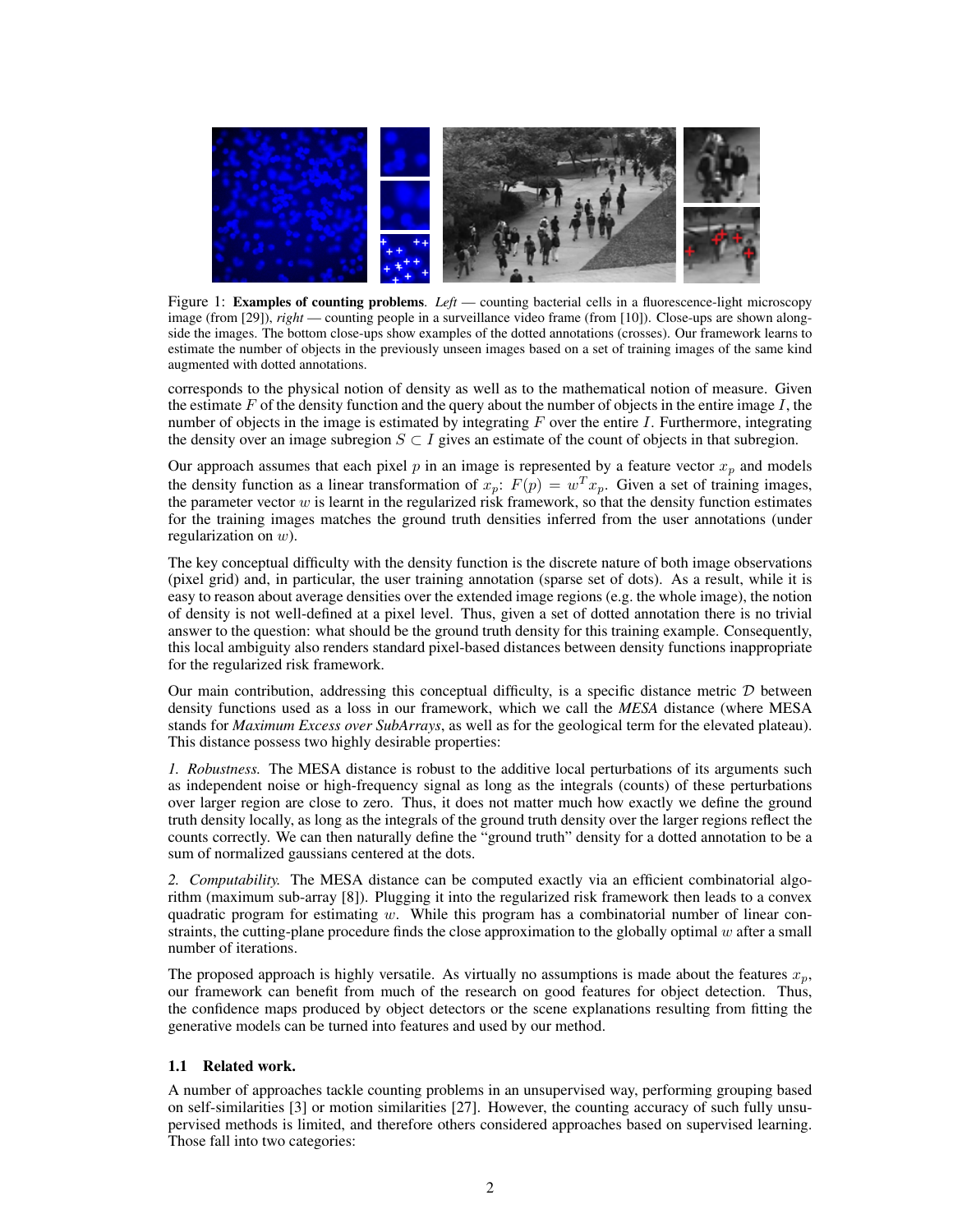Figure 1: **Examples of counting problems**. *Left* — counting bacterial cells in a fluorescence-light microscopy image (from [29]), *right* — counting people in a surveillance video frame (from [10]). Close-ups are shown alongside the images. The bottom close-ups show examples of the dotted annotations (crosses). Our framework learns to estimate the number of objects in the previously unseen images based on a set of training images of the same kind augmented with dotted annotations.

corresponds to the physical notion of density as well as to the mathematical notion of measure. Given the estimate $F$ of the density function and the query about the number of objects in the entire image $I$, the number of objects in the image is estimated by integrating $F$ over the entire $I$. Furthermore, integrating the density over an image subregion $S \subset I$ gives an estimate of the count of objects in that subregion.

Our approach assumes that each pixel $p$ in an image is represented by a feature vector $x_p$ and models the density function as a linear transformation of $x_p$: $F(p) = w^T x_p$. Given a set of training images, the parameter vector $w$ is learnt in the regularized risk framework, so that the density function estimates for the training images matches the ground truth densities inferred from the user annotations (under regularization on $w$).

The key conceptual difficulty with the density function is the discrete nature of both image observations (pixel grid) and, in particular, the user training annotation (sparse set of dots). As a result, while it is easy to reason about average densities over the extended image regions (e.g. the whole image), the notion of density is not well-defined at a pixel level. Thus, given a set of dotted annotation there is no trivial answer to the question: what should be the ground truth density for this training example. Consequently, this local ambiguity also renders standard pixel-based distances between density functions inappropriate for the regularized risk framework.

Our main contribution, addressing this conceptual difficulty, is a specific distance metric $\mathcal{D}$ between density functions used as a loss in our framework, which we call the *MESA* distance (where MESA stands for *Maximum Excess over SubArrays*, as well as for the geological term for the elevated plateau). This distance possess two highly desirable properties:

*1. Robustness.* The MESA distance is robust to the additive local perturbations of its arguments such as independent noise or high-frequency signal as long as the integrals (counts) of these perturbations over larger region are close to zero. Thus, it does not matter much how exactly we define the ground truth density locally, as long as the integrals of the ground truth density over the larger regions reflect the counts correctly. We can then naturally define the "ground truth" density for a dotted annotation to be a sum of normalized gaussians centered at the dots.

*2. Computability.* The MESA distance can be computed exactly via an efficient combinatorial algorithm (maximum sub-array [8]). Plugging it into the regularized risk framework then leads to a convex quadratic program for estimating $w$. While this program has a combinatorial number of linear constraints, the cutting-plane procedure finds the close approximation to the globally optimal $w$ after a small number of iterations.

The proposed approach is highly versatile. As virtually no assumptions is made about the features $x_p$, our framework can benefit from much of the research on good features for object detection. Thus, the confidence maps produced by object detectors or the scene explanations resulting from fitting the generative models can be turned into features and used by our method.

### 1.1 Related work.

A number of approaches tackle counting problems in an unsupervised way, performing grouping based on self-similarities [3] or motion similarities [27]. However, the counting accuracy of such fully unsupervised methods is limited, and therefore others considered approaches based on supervised learning. Those fall into two categories: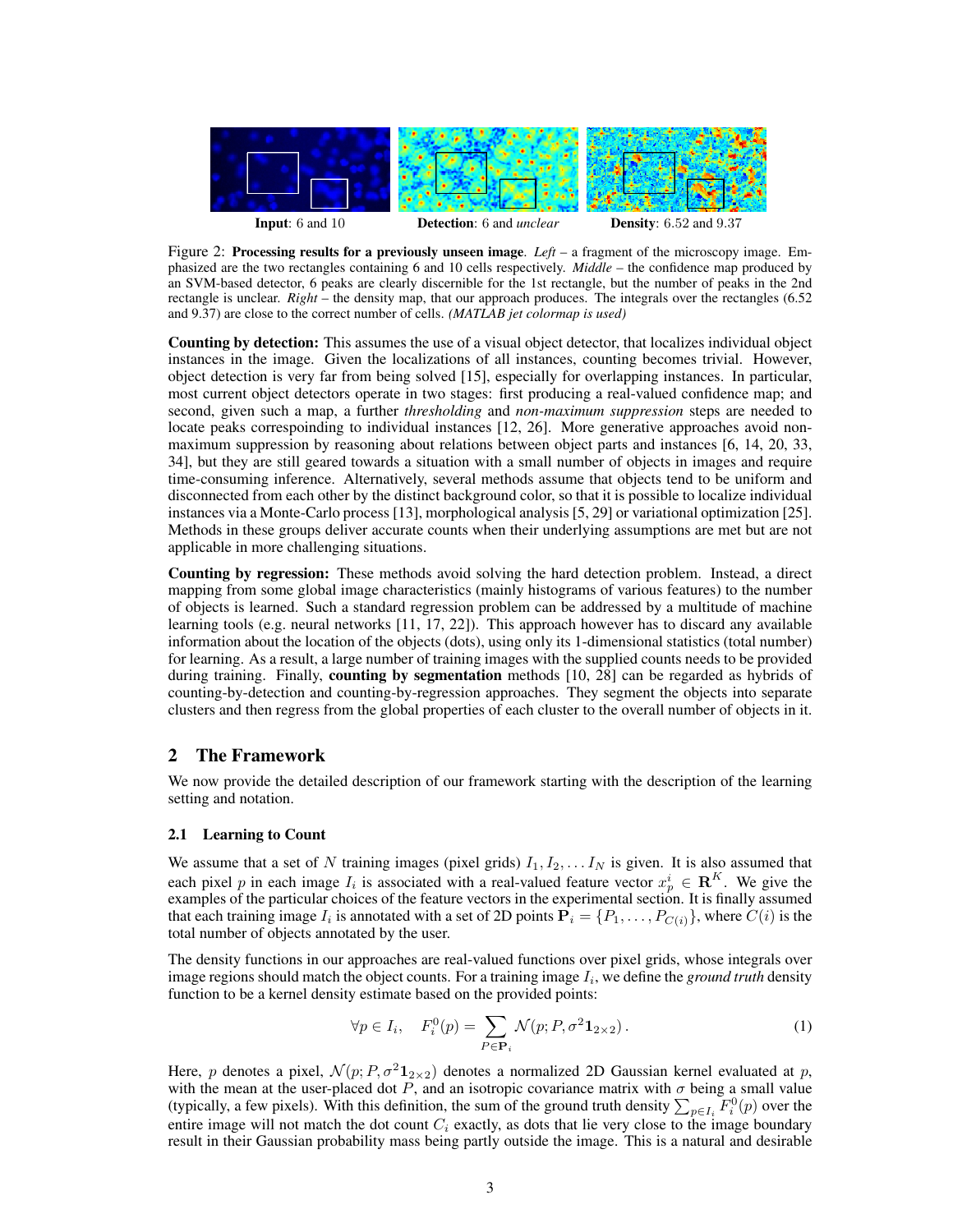**Input**: 6 and 10 **Detection**: 6 and *unclear* **Density**: 6.52 and 9.37

Figure 2: **Processing results for a previously unseen image**. *Left* – a fragment of the microscopy image. Emphasized are the two rectangles containing 6 and 10 cells respectively. *Middle* – the confidence map produced by an SVM-based detector, 6 peaks are clearly discernible for the 1st rectangle, but the number of peaks in the 2nd rectangle is unclear. *Right* – the density map, that our approach produces. The integrals over the rectangles (6.52 and 9.37) are close to the correct number of cells. *(MATLAB jet colormap is used)*

**Counting by detection:** This assumes the use of a visual object detector, that localizes individual object instances in the image. Given the localizations of all instances, counting becomes trivial. However, object detection is very far from being solved [15], especially for overlapping instances. In particular, most current object detectors operate in two stages: first producing a real-valued confidence map; and second, given such a map, a further *thresholding* and *non-maximum suppression* steps are needed to locate peaks correspoinding to individual instances [12, 26]. More generative approaches avoid non-maximum suppression by reasoning about relations between object parts and instances [6, 14, 20, 33, 34], but they are still geared towards a situation with a small number of objects in images and require time-consuming inference. Alternatively, several methods assume that objects tend to be uniform and disconnected from each other by the distinct background color, so that it is possible to localize individual instances via a Monte-Carlo process [13], morphological analysis [5, 29] or variational optimization [25]. Methods in these groups deliver accurate counts when their underlying assumptions are met but are not applicable in more challenging situations.

**Counting by regression:** These methods avoid solving the hard detection problem. Instead, a direct mapping from some global image characteristics (mainly histograms of various features) to the number of objects is learned. Such a standard regression problem can be addressed by a multitude of machine learning tools (e.g. neural networks [11, 17, 22]). This approach however has to discard any available information about the location of the objects (dots), using only its 1-dimensional statistics (total number) for learning. As a result, a large number of training images with the supplied counts needs to be provided during training. Finally, **counting by segmentation** methods [10, 28] can be regarded as hybrids of counting-by-detection and counting-by-regression approaches. They segment the objects into separate clusters and then regress from the global properties of each cluster to the overall number of objects in it.

## 2 The Framework

We now provide the detailed description of our framework starting with the description of the learning setting and notation.

### 2.1 Learning to Count

We assume that a set of $N$ training images (pixel grids) $I_1, I_2, \dots I_N$ is given. It is also assumed that each pixel $p$ in each image $I_i$ is associated with a real-valued feature vector $x_p^i \in \mathbf{R}^K$. We give the examples of the particular choices of the feature vectors in the experimental section. It is finally assumed that each training image $I_i$ is annotated with a set of 2D points $\mathbf{P}_i = \{P_1, \dots, P_{C(i)}\}$, where $C(i)$ is the total number of objects annotated by the user.

The density functions in our approaches are real-valued functions over pixel grids, whose integrals over image regions should match the object counts. For a training image $I_i$, we define the *ground truth* density function to be a kernel density estimate based on the provided points:

$$\forall p \in I_i, \quad F_i^0(p) = \sum_{P \in \mathbf{P}_i} \mathcal{N}(p; P, \sigma^2 \mathbf{1}_{2\times 2}) \,. \tag{1}$$

Here, $p$ denotes a pixel, $\mathcal{N}(p; P, \sigma^2 \mathbf{1}_{2\times 2})$ denotes a normalized 2D Gaussian kernel evaluated at $p$, with the mean at the user-placed dot $P$, and an isotropic covariance matrix with $\sigma$ being a small value (typically, a few pixels). With this definition, the sum of the ground truth density $\sum_{p \in I_i} F_i^0(p)$ over the entire image will not match the dot count $C_i$ exactly, as dots that lie very close to the image boundary result in their Gaussian probability mass being partly outside the image. This is a natural and desirable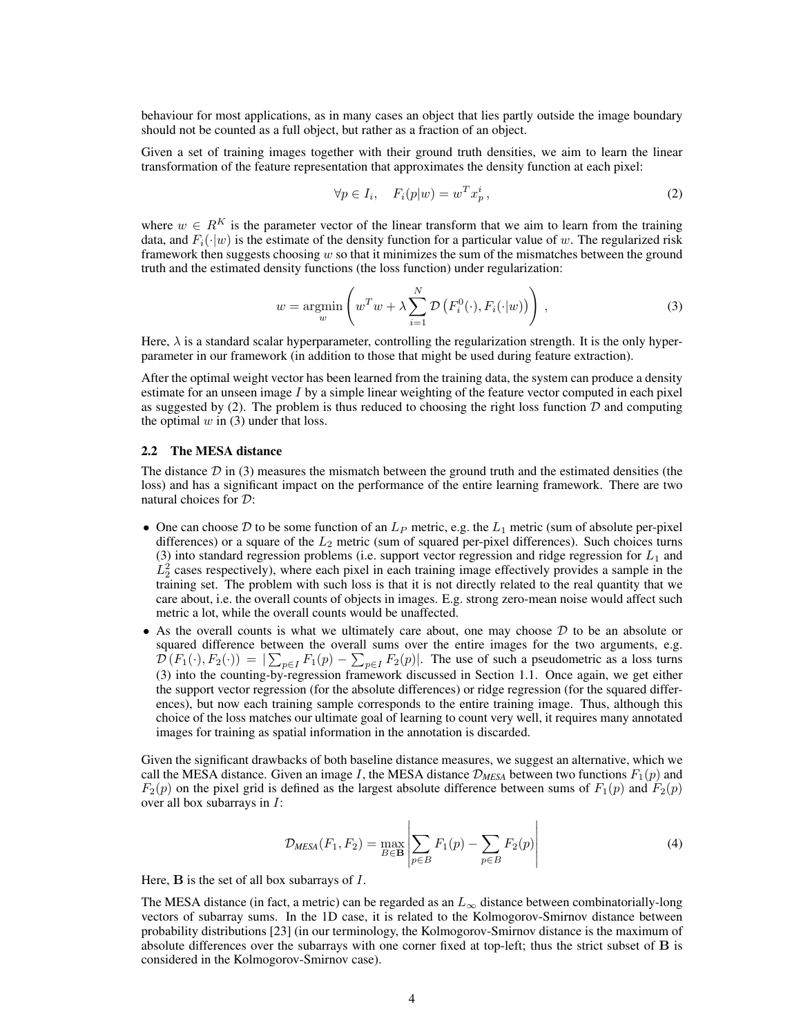behaviour for most applications, as in many cases an object that lies partly outside the image boundary should not be counted as a full object, but rather as a fraction of an object.

Given a set of training images together with their ground truth densities, we aim to learn the linear transformation of the feature representation that approximates the density function at each pixel:

$$\forall p \in I_i, \quad F_i(p|w) = w^T x_p^i \,, \tag{2}$$

where $w \in R^K$ is the parameter vector of the linear transform that we aim to learn from the training data, and $F_i(\cdot|w)$ is the estimate of the density function for a particular value of $w$. The regularized risk framework then suggests choosing $w$ so that it minimizes the sum of the mismatches between the ground truth and the estimated density functions (the loss function) under regularization:

$$w = \underset{w}{\operatorname{argmin}} \left( w^T w + \lambda \sum_{i=1}^{N} \mathcal{D}\left(F_i^0(\cdot), F_i(\cdot|w)\right) \right) \,, \tag{3}$$

Here, $\lambda$ is a standard scalar hyperparameter, controlling the regularization strength. It is the only hyperparameter in our framework (in addition to those that might be used during feature extraction).

After the optimal weight vector has been learned from the training data, the system can produce a density estimate for an unseen image $I$ by a simple linear weighting of the feature vector computed in each pixel as suggested by (2). The problem is thus reduced to choosing the right loss function $\mathcal{D}$ and computing the optimal $w$ in (3) under that loss.

### 2.2 The MESA distance

The distance $\mathcal{D}$ in (3) measures the mismatch between the ground truth and the estimated densities (the loss) and has a significant impact on the performance of the entire learning framework. There are two natural choices for $\mathcal{D}$:

- One can choose $\mathcal{D}$ to be some function of an $L_P$ metric, e.g. the $L_1$ metric (sum of absolute per-pixel differences) or a square of the $L_2$ metric (sum of squared per-pixel differences). Such choices turns (3) into standard regression problems (i.e. support vector regression and ridge regression for $L_1$ and $L_2^2$ cases respectively), where each pixel in each training image effectively provides a sample in the training set. The problem with such loss is that it is not directly related to the real quantity that we care about, i.e. the overall counts of objects in images. E.g. strong zero-mean noise would affect such metric a lot, while the overall counts would be unaffected.
- As the overall counts is what we ultimately care about, one may choose $\mathcal{D}$ to be an absolute or squared difference between the overall sums over the entire images for the two arguments, e.g. $\mathcal{D}\left(F_1(\cdot), F_2(\cdot)\right) = |\sum_{p \in I} F_1(p) - \sum_{p \in I} F_2(p)|$. The use of such a pseudometric as a loss turns (3) into the counting-by-regression framework discussed in Section 1.1. Once again, we get either the support vector regression (for the absolute differences) or ridge regression (for the squared differences), but now each training sample corresponds to the entire training image. Thus, although this choice of the loss matches our ultimate goal of learning to count very well, it requires many annotated images for training as spatial information in the annotation is discarded.

Given the significant drawbacks of both baseline distance measures, we suggest an alternative, which we call the MESA distance. Given an image $I$, the MESA distance $\mathcal{D}_{MESA}$ between two functions $F_1(p)$ and $F_2(p)$ on the pixel grid is defined as the largest absolute difference between sums of $F_1(p)$ and $F_2(p)$ over all box subarrays in $I$:

$$\mathcal{D}_{MESA}(F_1, F_2) = \max_{B \in \mathbf{B}} \left| \sum_{p \in B} F_1(p) - \sum_{p \in B} F_2(p) \right| \tag{4}$$

Here, $\mathbf{B}$ is the set of all box subarrays of $I$.

The MESA distance (in fact, a metric) can be regarded as an $L_\infty$ distance between combinatorially-long vectors of subarray sums. In the 1D case, it is related to the Kolmogorov-Smirnov distance between probability distributions [23] (in our terminology, the Kolmogorov-Smirnov distance is the maximum of absolute differences over the subarrays with one corner fixed at top-left; thus the strict subset of $\mathbf{B}$ is considered in the Kolmogorov-Smirnov case).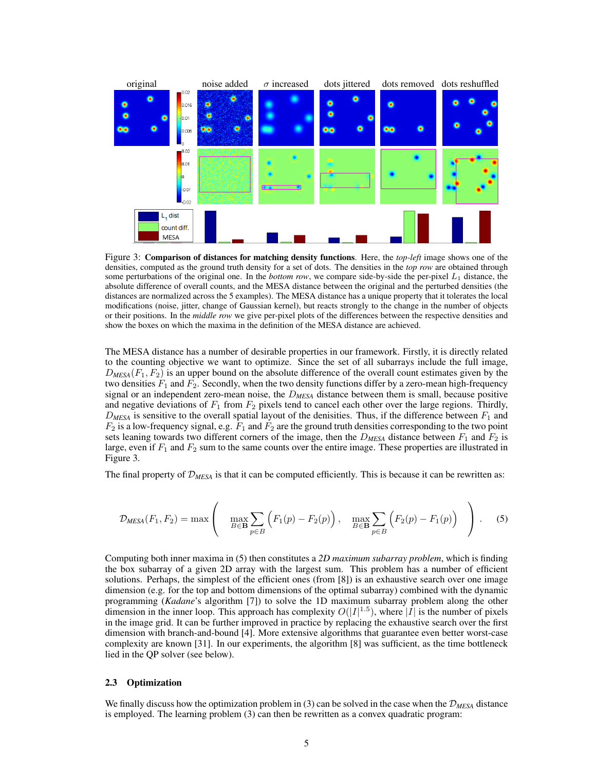Figure 3: **Comparison of distances for matching density functions**. Here, the *top-left* image shows one of the densities, computed as the ground truth density for a set of dots. The densities in the *top row* are obtained through some perturbations of the original one. In the *bottom row*, we compare side-by-side the per-pixel $L_1$ distance, the absolute difference of overall counts, and the MESA distance between the original and the perturbed densities (the distances are normalized across the 5 examples). The MESA distance has a unique property that it tolerates the local modifications (noise, jitter, change of Gaussian kernel), but reacts strongly to the change in the number of objects or their positions. In the *middle row* we give per-pixel plots of the differences between the respective densities and show the boxes on which the maxima in the definition of the MESA distance are achieved.

The MESA distance has a number of desirable properties in our framework. Firstly, it is directly related to the counting objective we want to optimize. Since the set of all subarrays include the full image, $D_{MESA}(F_1, F_2)$ is an upper bound on the absolute difference of the overall count estimates given by the two densities $F_1$ and $F_2$. Secondly, when the two density functions differ by a zero-mean high-frequency signal or an independent zero-mean noise, the $D_{MESA}$ distance between them is small, because positive and negative deviations of $F_1$ from $F_2$ pixels tend to cancel each other over the large regions. Thirdly, $D_{MESA}$ is sensitive to the overall spatial layout of the denisities. Thus, if the difference between $F_1$ and $F_2$ is a low-frequency signal, e.g. $F_1$ and $F_2$ are the ground truth densities corresponding to the two point sets leaning towards two different corners of the image, then the $D_{MESA}$ distance between $F_1$ and $F_2$ is large, even if $F_1$ and $F_2$ sum to the same counts over the entire image. These properties are illustrated in Figure 3.

The final property of $\mathcal{D}_{MESA}$ is that it can be computed efficiently. This is because it can be rewritten as:

$$\mathcal{D}_{MESA}(F_1, F_2) = \max \left( \max_{B \in \mathbf{B}} \sum_{p \in B} \Big( F_1(p) - F_2(p) \Big) , \quad \max_{B \in \mathbf{B}} \sum_{p \in B} \Big( F_2(p) - F_1(p) \Big) \right) . \tag{5}$$

Computing both inner maxima in (5) then constitutes a *2D maximum subarray problem*, which is finding the box subarray of a given 2D array with the largest sum. This problem has a number of efficient solutions. Perhaps, the simplest of the efficient ones (from [8]) is an exhaustive search over one image dimension (e.g. for the top and bottom dimensions of the optimal subarray) combined with the dynamic programming (*Kadane*'s algorithm [7]) to solve the 1D maximum subarray problem along the other dimension in the inner loop. This approach has complexity $O(|I|^{1.5})$, where $|I|$ is the number of pixels in the image grid. It can be further improved in practice by replacing the exhaustive search over the first dimension with branch-and-bound [4]. More extensive algorithms that guarantee even better worst-case complexity are known [31]. In our experiments, the algorithm [8] was sufficient, as the time bottleneck lied in the QP solver (see below).

### 2.3 Optimization

We finally discuss how the optimization problem in (3) can be solved in the case when the $\mathcal{D}_{MESA}$ distance is employed. The learning problem (3) can then be rewritten as a convex quadratic program: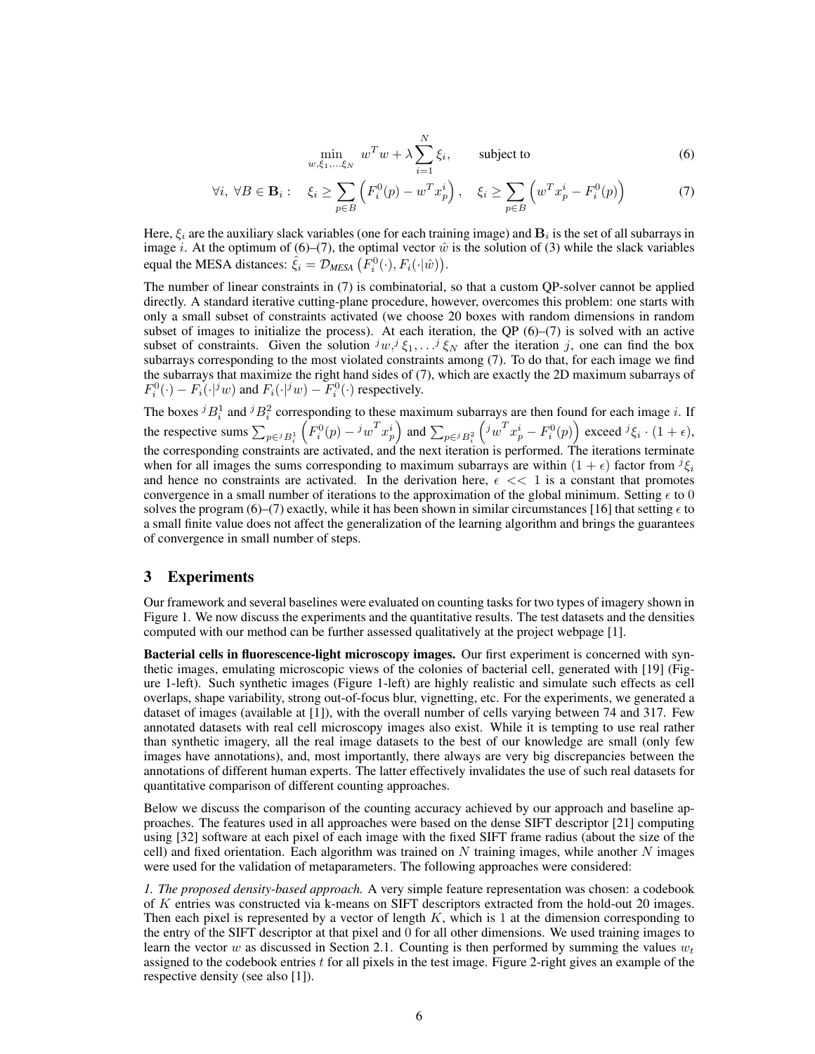$$\min_{w,\xi_1,\ldots\xi_N} \; w^T w + \lambda \sum_{i=1}^{N} \xi_i, \qquad \text{subject to} \tag{6}$$

$$\forall i,\ \forall B \in \mathbf{B}_i: \quad \xi_i \geq \sum_{p \in B} \left( F_i^0(p) - w^T x_p^i \right), \quad \xi_i \geq \sum_{p \in B} \left( w^T x_p^i - F_i^0(p) \right) \tag{7}$$

Here, $\xi_i$ are the auxiliary slack variables (one for each training image) and $\mathbf{B}_i$ is the set of all subarrays in image $i$. At the optimum of (6)–(7), the optimal vector $\hat{w}$ is the solution of (3) while the slack variables equal the MESA distances: $\hat{\xi}_i = \mathcal{D}_{MESA}\left(F_i^0(\cdot), F_i(\cdot|\hat{w})\right)$.

The number of linear constraints in (7) is combinatorial, so that a custom QP-solver cannot be applied directly. A standard iterative cutting-plane procedure, however, overcomes this problem: one starts with only a small subset of constraints activated (we choose 20 boxes with random dimensions in random subset of images to initialize the process). At each iteration, the QP (6)–(7) is solved with an active subset of constraints. Given the solution ${}^j w, {}^j \xi_1, \ldots {}^j \xi_N$ after the iteration $j$, one can find the box subarrays corresponding to the most violated constraints among (7). To do that, for each image we find the subarrays that maximize the right hand sides of (7), which are exactly the 2D maximum subarrays of $F_i^0(\cdot) - F_i(\cdot|{}^j w)$ and $F_i(\cdot|{}^j w) - F_i^0(\cdot)$ respectively.

The boxes ${}^j B_i^1$ and ${}^j B_i^2$ corresponding to these maximum subarrays are then found for each image $i$. If the respective sums $\sum_{p \in {}^j B_i^1} \left( F_i^0(p) - {}^j w^T x_p^i \right)$ and $\sum_{p \in {}^j B_i^2} \left( {}^j w^T x_p^i - F_i^0(p) \right)$ exceed ${}^j \xi_i \cdot (1 + \epsilon)$, the corresponding constraints are activated, and the next iteration is performed. The iterations terminate when for all images the sums corresponding to maximum subarrays are within $(1 + \epsilon)$ factor from ${}^j \xi_i$ and hence no constraints are activated. In the derivation here, $\epsilon << 1$ is a constant that promotes convergence in a small number of iterations to the approximation of the global minimum. Setting $\epsilon$ to 0 solves the program (6)–(7) exactly, while it has been shown in similar circumstances [16] that setting $\epsilon$ to a small finite value does not affect the generalization of the learning algorithm and brings the guarantees of convergence in small number of steps.

## 3 Experiments

Our framework and several baselines were evaluated on counting tasks for two types of imagery shown in Figure 1. We now discuss the experiments and the quantitative results. The test datasets and the densities computed with our method can be further assessed qualitatively at the project webpage [1].

**Bacterial cells in fluorescence-light microscopy images.** Our first experiment is concerned with synthetic images, emulating microscopic views of the colonies of bacterial cell, generated with [19] (Figure 1-left). Such synthetic images (Figure 1-left) are highly realistic and simulate such effects as cell overlaps, shape variability, strong out-of-focus blur, vignetting, etc. For the experiments, we generated a dataset of images (available at [1]), with the overall number of cells varying between 74 and 317. Few annotated datasets with real cell microscopy images also exist. While it is tempting to use real rather than synthetic imagery, all the real image datasets to the best of our knowledge are small (only few images have annotations), and, most importantly, there always are very big discrepancies between the annotations of different human experts. The latter effectively invalidates the use of such real datasets for quantitative comparison of different counting approaches.

Below we discuss the comparison of the counting accuracy achieved by our approach and baseline approaches. The features used in all approaches were based on the dense SIFT descriptor [21] computing using [32] software at each pixel of each image with the fixed SIFT frame radius (about the size of the cell) and fixed orientation. Each algorithm was trained on $N$ training images, while another $N$ images were used for the validation of metaparameters. The following approaches were considered:

*1. The proposed density-based approach.* A very simple feature representation was chosen: a codebook of $K$ entries was constructed via k-means on SIFT descriptors extracted from the hold-out 20 images. Then each pixel is represented by a vector of length $K$, which is 1 at the dimension corresponding to the entry of the SIFT descriptor at that pixel and 0 for all other dimensions. We used training images to learn the vector $w$ as discussed in Section 2.1. Counting is then performed by summing the values $w_t$ assigned to the codebook entries $t$ for all pixels in the test image. Figure 2-right gives an example of the respective density (see also [1]).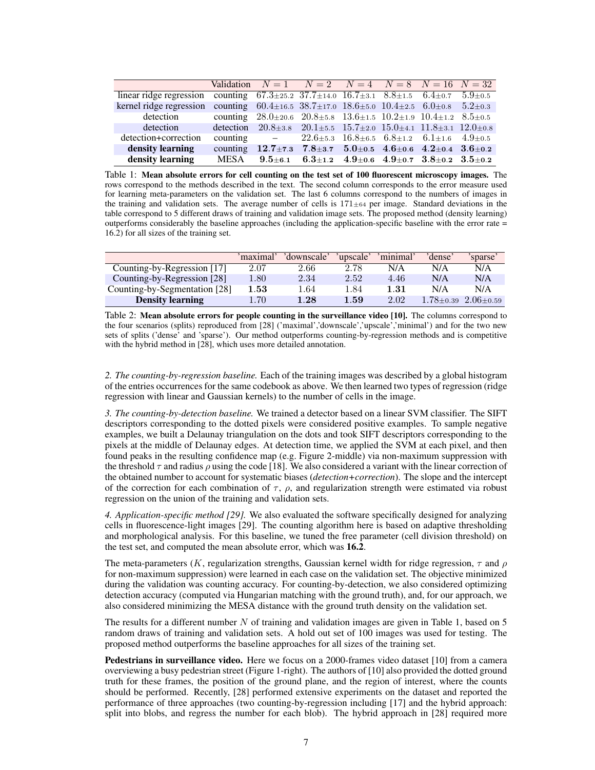| | Validation | $N=1$ | $N=2$ | $N=4$ | $N=8$ | $N=16$ | $N=32$ |
|---|---|---|---|---|---|---|---|
| linear ridge regression | counting | $67.3_{\pm 25.2}$ | $37.7_{\pm 14.0}$ | $16.7_{\pm 3.1}$ | $8.8_{\pm 1.5}$ | $6.4_{\pm 0.7}$ | $5.9_{\pm 0.5}$ |
| kernel ridge regression | counting | $60.4_{\pm 16.5}$ | $38.7_{\pm 17.0}$ | $18.6_{\pm 5.0}$ | $10.4_{\pm 2.5}$ | $6.0_{\pm 0.8}$ | $5.2_{\pm 0.3}$ |
| detection | counting | $28.0_{\pm 20.6}$ | $20.8_{\pm 5.8}$ | $13.6_{\pm 1.5}$ | $10.2_{\pm 1.9}$ | $10.4_{\pm 1.2}$ | $8.5_{\pm 0.5}$ |
| detection | detection | $20.8_{\pm 3.8}$ | $20.1_{\pm 5.5}$ | $15.7_{\pm 2.0}$ | $15.0_{\pm 4.1}$ | $11.8_{\pm 3.1}$ | $12.0_{\pm 0.8}$ |
| detection+correction | counting | – | $22.6_{\pm 5.3}$ | $16.8_{\pm 6.5}$ | $6.8_{\pm 1.2}$ | $6.1_{\pm 1.6}$ | $4.9_{\pm 0.5}$ |
| **density learning** | counting | $\mathbf{12.7_{\pm 7.3}}$ | $\mathbf{7.8_{\pm 3.7}}$ | $\mathbf{5.0_{\pm 0.5}}$ | $\mathbf{4.6_{\pm 0.6}}$ | $\mathbf{4.2_{\pm 0.4}}$ | $\mathbf{3.6_{\pm 0.2}}$ |
| **density learning** | MESA | $\mathbf{9.5_{\pm 6.1}}$ | $\mathbf{6.3_{\pm 1.2}}$ | $\mathbf{4.9_{\pm 0.6}}$ | $\mathbf{4.9_{\pm 0.7}}$ | $\mathbf{3.8_{\pm 0.2}}$ | $\mathbf{3.5_{\pm 0.2}}$ |

Table 1: **Mean absolute errors for cell counting on the test set of 100 fluorescent microscopy images.** The rows correspond to the methods described in the text. The second column corresponds to the error measure used for learning meta-parameters on the validation set. The last 6 columns correspond to the numbers of images in the training and validation sets. The average number of cells is $171_{\pm 64}$ per image. Standard deviations in the table correspond to 5 different draws of training and validation image sets. The proposed method (density learning) outperforms considerably the baseline approaches (including the application-specific baseline with the error rate = 16.2) for all sizes of the training set.

| | 'maximal' | 'downscale' | 'upscale' | 'minimal' | 'dense' | 'sparse' |
|---|---|---|---|---|---|---|
| Counting-by-Regression [17] | 2.07 | 2.66 | 2.78 | N/A | N/A | N/A |
| Counting-by-Regression [28] | 1.80 | 2.34 | 2.52 | 4.46 | N/A | N/A |
| Counting-by-Segmentation [28] | **1.53** | 1.64 | 1.84 | **1.31** | N/A | N/A |
| **Density learning** | 1.70 | **1.28** | **1.59** | 2.02 | $1.78_{\pm 0.39}$ | $2.06_{\pm 0.59}$ |

Table 2: **Mean absolute errors for people counting in the surveillance video [10].** The columns correspond to the four scenarios (splits) reproduced from [28] ('maximal','downscale','upscale','minimal') and for the two new sets of splits ('dense' and 'sparse'). Our method outperforms counting-by-regression methods and is competitive with the hybrid method in [28], which uses more detailed annotation.

*2. The counting-by-regression baseline.* Each of the training images was described by a global histogram of the entries occurrences for the same codebook as above. We then learned two types of regression (ridge regression with linear and Gaussian kernels) to the number of cells in the image.

*3. The counting-by-detection baseline.* We trained a detector based on a linear SVM classifier. The SIFT descriptors corresponding to the dotted pixels were considered positive examples. To sample negative examples, we built a Delaunay triangulation on the dots and took SIFT descriptors corresponding to the pixels at the middle of Delaunay edges. At detection time, we applied the SVM at each pixel, and then found peaks in the resulting confidence map (e.g. Figure 2-middle) via non-maximum suppression with the threshold $\tau$ and radius $\rho$ using the code [18]. We also considered a variant with the linear correction of the obtained number to account for systematic biases (*detection+correction*). The slope and the intercept of the correction for each combination of $\tau$, $\rho$, and regularization strength were estimated via robust regression on the union of the training and validation sets.

*4. Application-specific method [29].* We also evaluated the software specifically designed for analyzing cells in fluorescence-light images [29]. The counting algorithm here is based on adaptive thresholding and morphological analysis. For this baseline, we tuned the free parameter (cell division threshold) on the test set, and computed the mean absolute error, which was **16.2**.

The meta-parameters ($K$, regularization strengths, Gaussian kernel width for ridge regression, $\tau$ and $\rho$ for non-maximum suppression) were learned in each case on the validation set. The objective minimized during the validation was counting accuracy. For counting-by-detection, we also considered optimizing detection accuracy (computed via Hungarian matching with the ground truth), and, for our approach, we also considered minimizing the MESA distance with the ground truth density on the validation set.

The results for a different number $N$ of training and validation images are given in Table 1, based on 5 random draws of training and validation sets. A hold out set of 100 images was used for testing. The proposed method outperforms the baseline approaches for all sizes of the training set.

**Pedestrians in surveillance video.** Here we focus on a 2000-frames video dataset [10] from a camera overviewing a busy pedestrian street (Figure 1-right). The authors of [10] also provided the dotted ground truth for these frames, the position of the ground plane, and the region of interest, where the counts should be performed. Recently, [28] performed extensive experiments on the dataset and reported the performance of three approaches (two counting-by-regression including [17] and the hybrid approach: split into blobs, and regress the number for each blob). The hybrid approach in [28] required more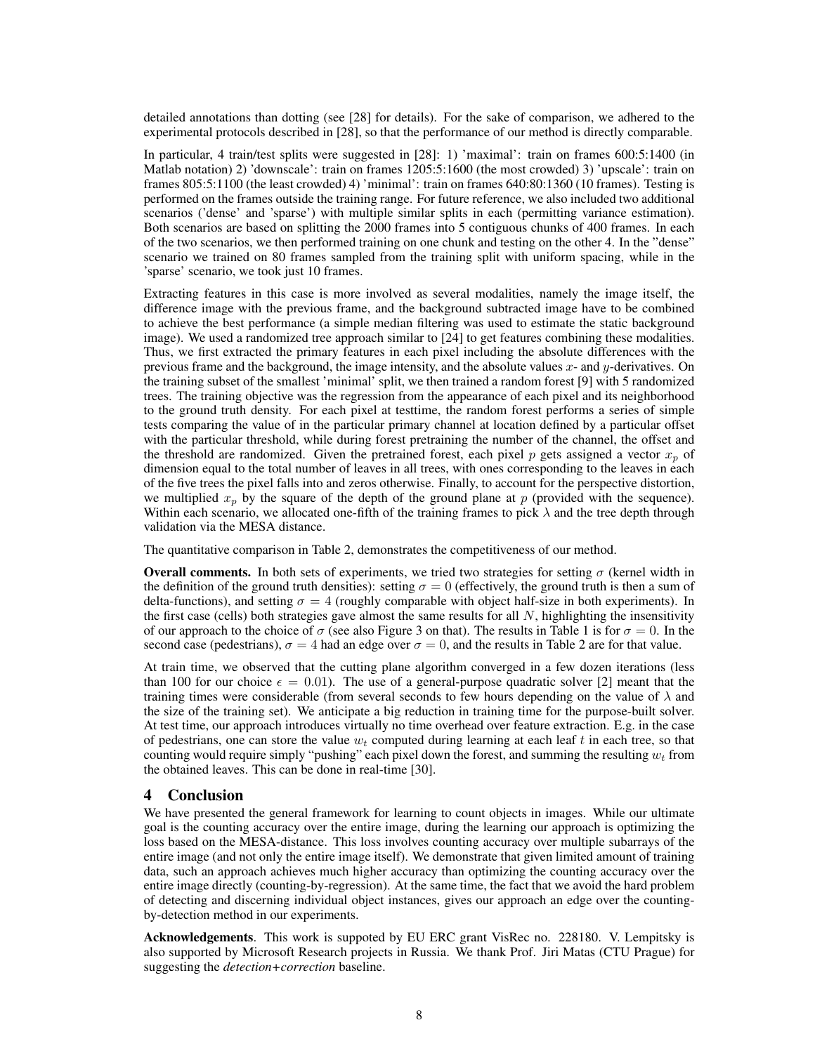detailed annotations than dotting (see [28] for details). For the sake of comparison, we adhered to the experimental protocols described in [28], so that the performance of our method is directly comparable.

In particular, 4 train/test splits were suggested in [28]: 1) 'maximal': train on frames 600:5:1400 (in Matlab notation) 2) 'downscale': train on frames 1205:5:1600 (the most crowded) 3) 'upscale': train on frames 805:5:1100 (the least crowded) 4) 'minimal': train on frames 640:80:1360 (10 frames). Testing is performed on the frames outside the training range. For future reference, we also included two additional scenarios ('dense' and 'sparse') with multiple similar splits in each (permitting variance estimation). Both scenarios are based on splitting the 2000 frames into 5 contiguous chunks of 400 frames. In each of the two scenarios, we then performed training on one chunk and testing on the other 4. In the "dense" scenario we trained on 80 frames sampled from the training split with uniform spacing, while in the 'sparse' scenario, we took just 10 frames.

Extracting features in this case is more involved as several modalities, namely the image itself, the difference image with the previous frame, and the background subtracted image have to be combined to achieve the best performance (a simple median filtering was used to estimate the static background image). We used a randomized tree approach similar to [24] to get features combining these modalities. Thus, we first extracted the primary features in each pixel including the absolute differences with the previous frame and the background, the image intensity, and the absolute values $x$- and $y$-derivatives. On the training subset of the smallest 'minimal' split, we then trained a random forest [9] with 5 randomized trees. The training objective was the regression from the appearance of each pixel and its neighborhood to the ground truth density. For each pixel at testtime, the random forest performs a series of simple tests comparing the value of in the particular primary channel at location defined by a particular offset with the particular threshold, while during forest pretraining the number of the channel, the offset and the threshold are randomized. Given the pretrained forest, each pixel $p$ gets assigned a vector $x_p$ of dimension equal to the total number of leaves in all trees, with ones corresponding to the leaves in each of the five trees the pixel falls into and zeros otherwise. Finally, to account for the perspective distortion, we multiplied $x_p$ by the square of the depth of the ground plane at $p$ (provided with the sequence). Within each scenario, we allocated one-fifth of the training frames to pick $\lambda$ and the tree depth through validation via the MESA distance.

The quantitative comparison in Table 2, demonstrates the competitiveness of our method.

**Overall comments.** In both sets of experiments, we tried two strategies for setting $\sigma$ (kernel width in the definition of the ground truth densities): setting $\sigma = 0$ (effectively, the ground truth is then a sum of delta-functions), and setting $\sigma = 4$ (roughly comparable with object half-size in both experiments). In the first case (cells) both strategies gave almost the same results for all $N$, highlighting the insensitivity of our approach to the choice of $\sigma$ (see also Figure 3 on that). The results in Table 1 is for $\sigma = 0$. In the second case (pedestrians), $\sigma = 4$ had an edge over $\sigma = 0$, and the results in Table 2 are for that value.

At train time, we observed that the cutting plane algorithm converged in a few dozen iterations (less than 100 for our choice $\epsilon = 0.01$). The use of a general-purpose quadratic solver [2] meant that the training times were considerable (from several seconds to few hours depending on the value of $\lambda$ and the size of the training set). We anticipate a big reduction in training time for the purpose-built solver. At test time, our approach introduces virtually no time overhead over feature extraction. E.g. in the case of pedestrians, one can store the value $w_t$ computed during learning at each leaf $t$ in each tree, so that counting would require simply "pushing" each pixel down the forest, and summing the resulting $w_t$ from the obtained leaves. This can be done in real-time [30].

## 4 Conclusion

We have presented the general framework for learning to count objects in images. While our ultimate goal is the counting accuracy over the entire image, during the learning our approach is optimizing the loss based on the MESA-distance. This loss involves counting accuracy over multiple subarrays of the entire image (and not only the entire image itself). We demonstrate that given limited amount of training data, such an approach achieves much higher accuracy than optimizing the counting accuracy over the entire image directly (counting-by-regression). At the same time, the fact that we avoid the hard problem of detecting and discerning individual object instances, gives our approach an edge over the counting-by-detection method in our experiments.

**Acknowledgements**. This work is suppoted by EU ERC grant VisRec no. 228180. V. Lempitsky is also supported by Microsoft Research projects in Russia. We thank Prof. Jiri Matas (CTU Prague) for suggesting the *detection+correction* baseline.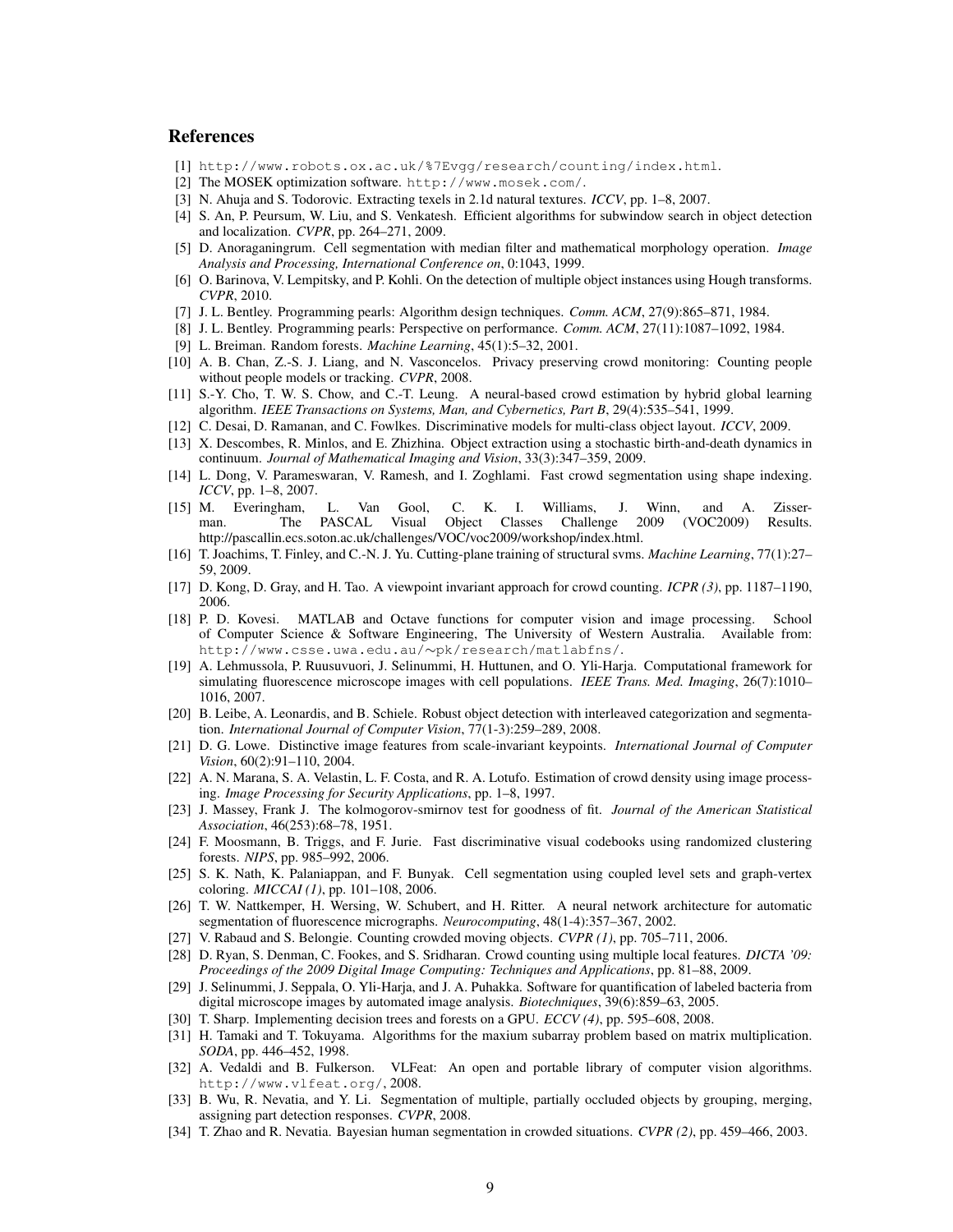# References

[1] http://www.robots.ox.ac.uk/%7Evgg/research/counting/index.html.

[2] The MOSEK optimization software. http://www.mosek.com/.

[3] N. Ahuja and S. Todorovic. Extracting texels in 2.1d natural textures. *ICCV*, pp. 1–8, 2007.

[4] S. An, P. Peursum, W. Liu, and S. Venkatesh. Efficient algorithms for subwindow search in object detection and localization. *CVPR*, pp. 264–271, 2009.

[5] D. Anoraganingrum. Cell segmentation with median filter and mathematical morphology operation. *Image Analysis and Processing, International Conference on*, 0:1043, 1999.

[6] O. Barinova, V. Lempitsky, and P. Kohli. On the detection of multiple object instances using Hough transforms. *CVPR*, 2010.

[7] J. L. Bentley. Programming pearls: Algorithm design techniques. *Comm. ACM*, 27(9):865–871, 1984.

[8] J. L. Bentley. Programming pearls: Perspective on performance. *Comm. ACM*, 27(11):1087–1092, 1984.

[9] L. Breiman. Random forests. *Machine Learning*, 45(1):5–32, 2001.

[10] A. B. Chan, Z.-S. J. Liang, and N. Vasconcelos. Privacy preserving crowd monitoring: Counting people without people models or tracking. *CVPR*, 2008.

[11] S.-Y. Cho, T. W. S. Chow, and C.-T. Leung. A neural-based crowd estimation by hybrid global learning algorithm. *IEEE Transactions on Systems, Man, and Cybernetics, Part B*, 29(4):535–541, 1999.

[12] C. Desai, D. Ramanan, and C. Fowlkes. Discriminative models for multi-class object layout. *ICCV*, 2009.

[13] X. Descombes, R. Minlos, and E. Zhizhina. Object extraction using a stochastic birth-and-death dynamics in continuum. *Journal of Mathematical Imaging and Vision*, 33(3):347–359, 2009.

[14] L. Dong, V. Parameswaran, V. Ramesh, and I. Zoghlami. Fast crowd segmentation using shape indexing. *ICCV*, pp. 1–8, 2007.

[15] M. Everingham, L. Van Gool, C. K. I. Williams, J. Winn, and A. Zisserman. The PASCAL Visual Object Classes Challenge 2009 (VOC2009) Results. http://pascallin.ecs.soton.ac.uk/challenges/VOC/voc2009/workshop/index.html.

[16] T. Joachims, T. Finley, and C.-N. J. Yu. Cutting-plane training of structural svms. *Machine Learning*, 77(1):27–59, 2009.

[17] D. Kong, D. Gray, and H. Tao. A viewpoint invariant approach for crowd counting. *ICPR (3)*, pp. 1187–1190, 2006.

[18] P. D. Kovesi. MATLAB and Octave functions for computer vision and image processing. School of Computer Science & Software Engineering, The University of Western Australia. Available from: http://www.csse.uwa.edu.au/∼pk/research/matlabfns/.

[19] A. Lehmussola, P. Ruusuvuori, J. Selinummi, H. Huttunen, and O. Yli-Harja. Computational framework for simulating fluorescence microscope images with cell populations. *IEEE Trans. Med. Imaging*, 26(7):1010–1016, 2007.

[20] B. Leibe, A. Leonardis, and B. Schiele. Robust object detection with interleaved categorization and segmentation. *International Journal of Computer Vision*, 77(1-3):259–289, 2008.

[21] D. G. Lowe. Distinctive image features from scale-invariant keypoints. *International Journal of Computer Vision*, 60(2):91–110, 2004.

[22] A. N. Marana, S. A. Velastin, L. F. Costa, and R. A. Lotufo. Estimation of crowd density using image processing. *Image Processing for Security Applications*, pp. 1–8, 1997.

[23] J. Massey, Frank J. The kolmogorov-smirnov test for goodness of fit. *Journal of the American Statistical Association*, 46(253):68–78, 1951.

[24] F. Moosmann, B. Triggs, and F. Jurie. Fast discriminative visual codebooks using randomized clustering forests. *NIPS*, pp. 985–992, 2006.

[25] S. K. Nath, K. Palaniappan, and F. Bunyak. Cell segmentation using coupled level sets and graph-vertex coloring. *MICCAI (1)*, pp. 101–108, 2006.

[26] T. W. Nattkemper, H. Wersing, W. Schubert, and H. Ritter. A neural network architecture for automatic segmentation of fluorescence micrographs. *Neurocomputing*, 48(1-4):357–367, 2002.

[27] V. Rabaud and S. Belongie. Counting crowded moving objects. *CVPR (1)*, pp. 705–711, 2006.

[28] D. Ryan, S. Denman, C. Fookes, and S. Sridharan. Crowd counting using multiple local features. *DICTA '09: Proceedings of the 2009 Digital Image Computing: Techniques and Applications*, pp. 81–88, 2009.

[29] J. Selinummi, J. Seppala, O. Yli-Harja, and J. A. Puhakka. Software for quantification of labeled bacteria from digital microscope images by automated image analysis. *Biotechniques*, 39(6):859–63, 2005.

[30] T. Sharp. Implementing decision trees and forests on a GPU. *ECCV (4)*, pp. 595–608, 2008.

[31] H. Tamaki and T. Tokuyama. Algorithms for the maxium subarray problem based on matrix multiplication. *SODA*, pp. 446–452, 1998.

[32] A. Vedaldi and B. Fulkerson. VLFeat: An open and portable library of computer vision algorithms. http://www.vlfeat.org/, 2008.

[33] B. Wu, R. Nevatia, and Y. Li. Segmentation of multiple, partially occluded objects by grouping, merging, assigning part detection responses. *CVPR*, 2008.

[34] T. Zhao and R. Nevatia. Bayesian human segmentation in crowded situations. *CVPR (2)*, pp. 459–466, 2003.